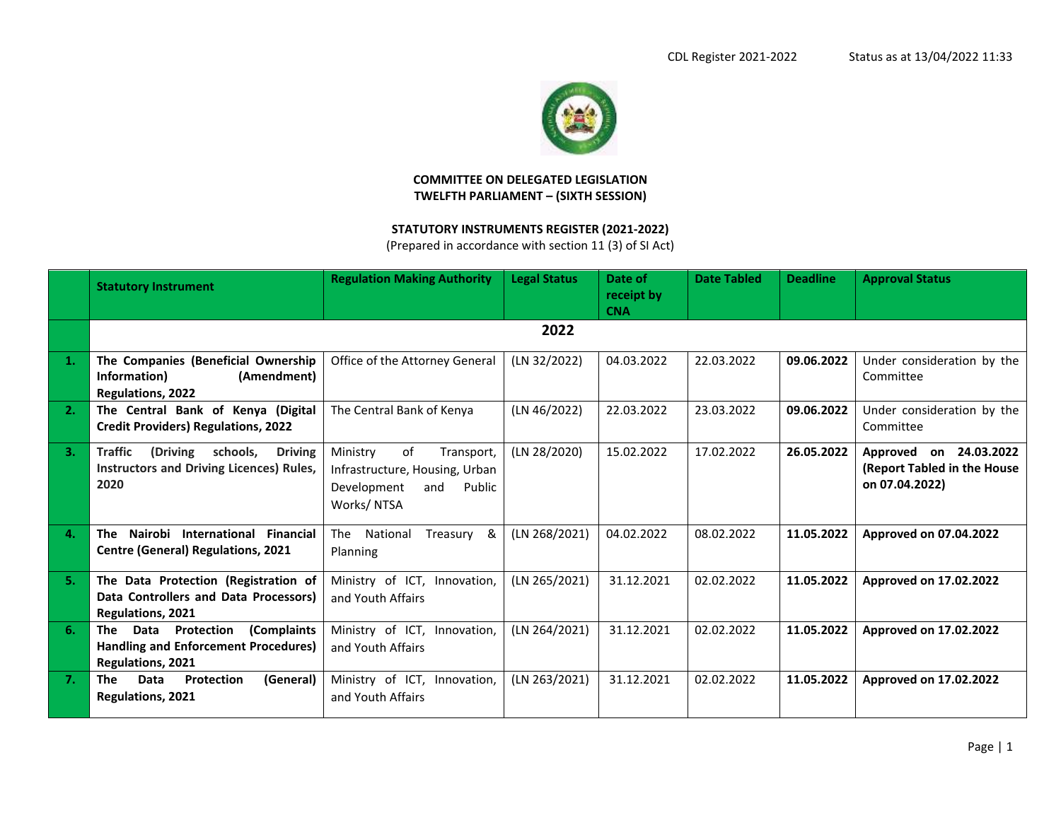CDL Register 2021-2022 Status as at 13/04/2022 11:33

**COMMITTEE ON DELEGATED LEGISLATION**
**TWELFTH PARLIAMENT – (SIXTH SESSION)**

**STATUTORY INSTRUMENTS REGISTER (2021-2022)**
(Prepared in accordance with section 11 (3) of SI Act)

| | Statutory Instrument | Regulation Making Authority | Legal Status | Date of receipt by CNA | Date Tabled | Deadline | Approval Status |
|---|---|---|---|---|---|---|---|
| | **2022** | | | | | | |
| **1.** | **The Companies (Beneficial Ownership Information) (Amendment) Regulations, 2022** | Office of the Attorney General | (LN 32/2022) | 04.03.2022 | 22.03.2022 | **09.06.2022** | Under consideration by the Committee |
| **2.** | **The Central Bank of Kenya (Digital Credit Providers) Regulations, 2022** | The Central Bank of Kenya | (LN 46/2022) | 22.03.2022 | 23.03.2022 | **09.06.2022** | Under consideration by the Committee |
| **3.** | **Traffic (Driving schools, Driving Instructors and Driving Licences) Rules, 2020** | Ministry of Transport, Infrastructure, Housing, Urban Development and Public Works/ NTSA | (LN 28/2020) | 15.02.2022 | 17.02.2022 | **26.05.2022** | **Approved on 24.03.2022 (Report Tabled in the House on 07.04.2022)** |
| **4.** | **The Nairobi International Financial Centre (General) Regulations, 2021** | The National Treasury & Planning | (LN 268/2021) | 04.02.2022 | 08.02.2022 | **11.05.2022** | **Approved on 07.04.2022** |
| **5.** | **The Data Protection (Registration of Data Controllers and Data Processors) Regulations, 2021** | Ministry of ICT, Innovation, and Youth Affairs | (LN 265/2021) | 31.12.2021 | 02.02.2022 | **11.05.2022** | **Approved on 17.02.2022** |
| **6.** | **The Data Protection (Complaints Handling and Enforcement Procedures) Regulations, 2021** | Ministry of ICT, Innovation, and Youth Affairs | (LN 264/2021) | 31.12.2021 | 02.02.2022 | **11.05.2022** | **Approved on 17.02.2022** |
| **7.** | **The Data Protection (General) Regulations, 2021** | Ministry of ICT, Innovation, and Youth Affairs | (LN 263/2021) | 31.12.2021 | 02.02.2022 | **11.05.2022** | **Approved on 17.02.2022** |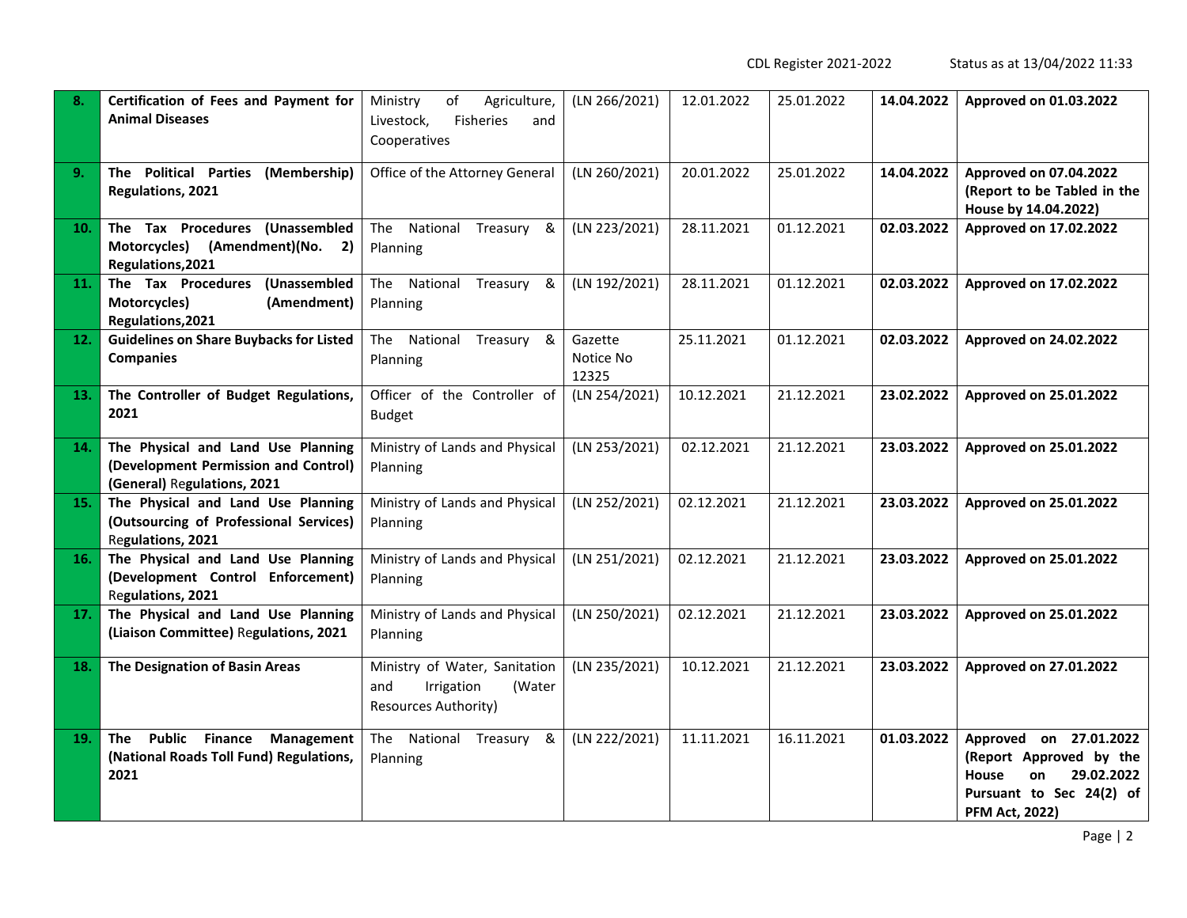| 8. | **Certification of Fees and Payment for Animal Diseases** | Ministry of Agriculture, Livestock, Fisheries and Cooperatives | (LN 266/2021) | 12.01.2022 | 25.01.2022 | **14.04.2022** | **Approved on 01.03.2022** |
|---|---|---|---|---|---|---|---|
| 9. | **The Political Parties (Membership) Regulations, 2021** | Office of the Attorney General | (LN 260/2021) | 20.01.2022 | 25.01.2022 | **14.04.2022** | **Approved on 07.04.2022 (Report to be Tabled in the House by 14.04.2022)** |
| 10. | **The Tax Procedures (Unassembled Motorcycles) (Amendment)(No. 2) Regulations,2021** | The National Treasury & Planning | (LN 223/2021) | 28.11.2021 | 01.12.2021 | **02.03.2022** | **Approved on 17.02.2022** |
| 11. | **The Tax Procedures (Unassembled Motorcycles) (Amendment) Regulations,2021** | The National Treasury & Planning | (LN 192/2021) | 28.11.2021 | 01.12.2021 | **02.03.2022** | **Approved on 17.02.2022** |
| 12. | **Guidelines on Share Buybacks for Listed Companies** | The National Treasury & Planning | Gazette Notice No 12325 | 25.11.2021 | 01.12.2021 | **02.03.2022** | **Approved on 24.02.2022** |
| 13. | **The Controller of Budget Regulations, 2021** | Officer of the Controller of Budget | (LN 254/2021) | 10.12.2021 | 21.12.2021 | **23.02.2022** | **Approved on 25.01.2022** |
| 14. | **The Physical and Land Use Planning (Development Permission and Control) (General) Regulations, 2021** | Ministry of Lands and Physical Planning | (LN 253/2021) | 02.12.2021 | 21.12.2021 | **23.03.2022** | **Approved on 25.01.2022** |
| 15. | **The Physical and Land Use Planning (Outsourcing of Professional Services) Regulations, 2021** | Ministry of Lands and Physical Planning | (LN 252/2021) | 02.12.2021 | 21.12.2021 | **23.03.2022** | **Approved on 25.01.2022** |
| 16. | **The Physical and Land Use Planning (Development Control Enforcement) Regulations, 2021** | Ministry of Lands and Physical Planning | (LN 251/2021) | 02.12.2021 | 21.12.2021 | **23.03.2022** | **Approved on 25.01.2022** |
| 17. | **The Physical and Land Use Planning (Liaison Committee) Regulations, 2021** | Ministry of Lands and Physical Planning | (LN 250/2021) | 02.12.2021 | 21.12.2021 | **23.03.2022** | **Approved on 25.01.2022** |
| 18. | **The Designation of Basin Areas** | Ministry of Water, Sanitation and Irrigation (Water Resources Authority) | (LN 235/2021) | 10.12.2021 | 21.12.2021 | **23.03.2022** | **Approved on 27.01.2022** |
| 19. | **The Public Finance Management (National Roads Toll Fund) Regulations, 2021** | The National Treasury & Planning | (LN 222/2021) | 11.11.2021 | 16.11.2021 | **01.03.2022** | **Approved on 27.01.2022 (Report Approved by the House on 29.02.2022 Pursuant to Sec 24(2) of PFM Act, 2022)** |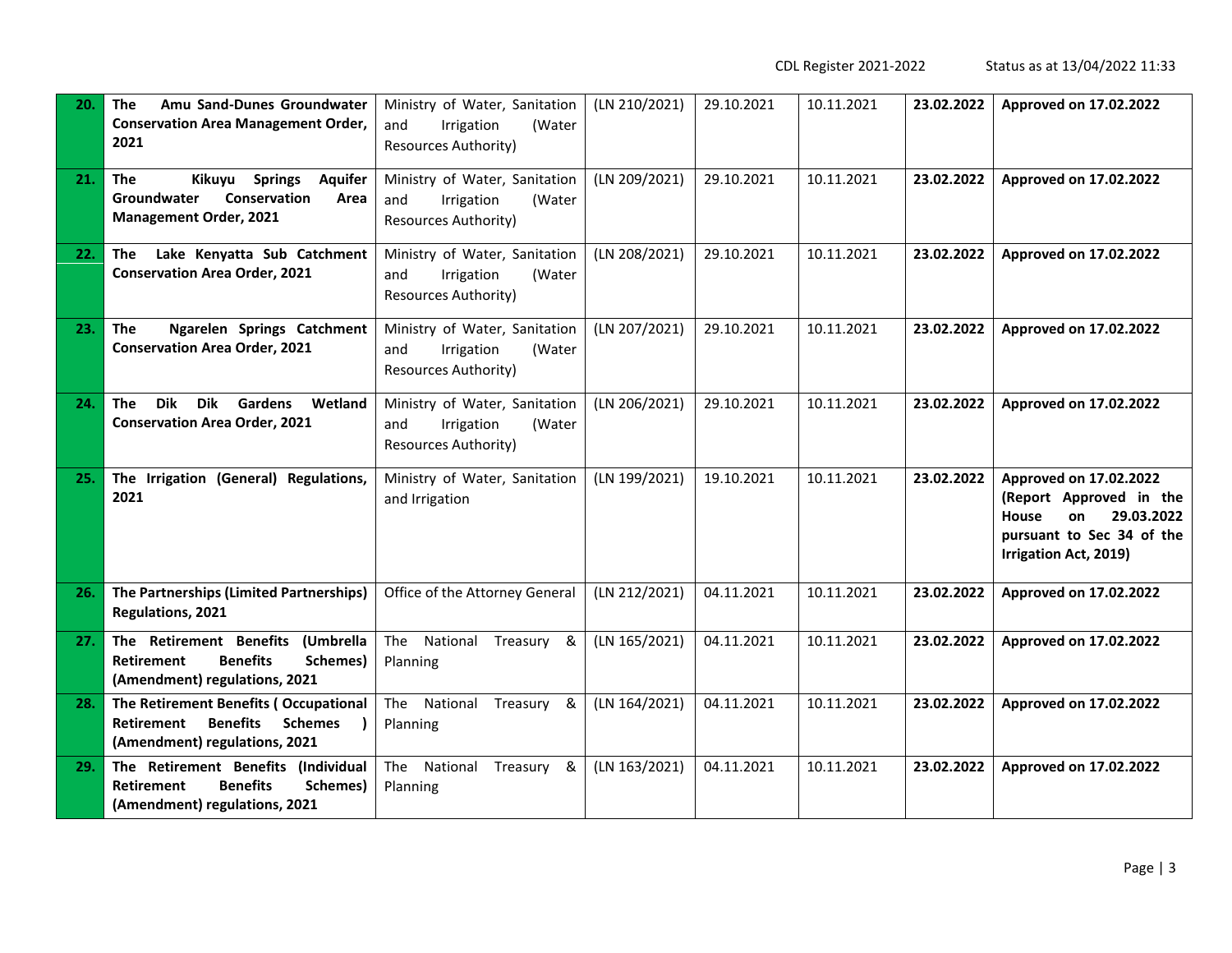| | | | | | | | |
|---|---|---|---|---|---|---|---|
| **20.** | **The Amu Sand-Dunes Groundwater Conservation Area Management Order, 2021** | Ministry of Water, Sanitation and Irrigation (Water Resources Authority) | (LN 210/2021) | 29.10.2021 | 10.11.2021 | **23.02.2022** | **Approved on 17.02.2022** |
| **21.** | **The Kikuyu Springs Aquifer Groundwater Conservation Area Management Order, 2021** | Ministry of Water, Sanitation and Irrigation (Water Resources Authority) | (LN 209/2021) | 29.10.2021 | 10.11.2021 | **23.02.2022** | **Approved on 17.02.2022** |
| **22.** | **The Lake Kenyatta Sub Catchment Conservation Area Order, 2021** | Ministry of Water, Sanitation and Irrigation (Water Resources Authority) | (LN 208/2021) | 29.10.2021 | 10.11.2021 | **23.02.2022** | **Approved on 17.02.2022** |
| **23.** | **The Ngarelen Springs Catchment Conservation Area Order, 2021** | Ministry of Water, Sanitation and Irrigation (Water Resources Authority) | (LN 207/2021) | 29.10.2021 | 10.11.2021 | **23.02.2022** | **Approved on 17.02.2022** |
| **24.** | **The Dik Dik Gardens Wetland Conservation Area Order, 2021** | Ministry of Water, Sanitation and Irrigation (Water Resources Authority) | (LN 206/2021) | 29.10.2021 | 10.11.2021 | **23.02.2022** | **Approved on 17.02.2022** |
| **25.** | **The Irrigation (General) Regulations, 2021** | Ministry of Water, Sanitation and Irrigation | (LN 199/2021) | 19.10.2021 | 10.11.2021 | **23.02.2022** | **Approved on 17.02.2022 (Report Approved in the House on 29.03.2022 pursuant to Sec 34 of the Irrigation Act, 2019)** |
| **26.** | **The Partnerships (Limited Partnerships) Regulations, 2021** | Office of the Attorney General | (LN 212/2021) | 04.11.2021 | 10.11.2021 | **23.02.2022** | **Approved on 17.02.2022** |
| **27.** | **The Retirement Benefits (Umbrella Retirement Benefits Schemes) (Amendment) regulations, 2021** | The National Treasury & Planning | (LN 165/2021) | 04.11.2021 | 10.11.2021 | **23.02.2022** | **Approved on 17.02.2022** |
| **28.** | **The Retirement Benefits ( Occupational Retirement Benefits Schemes ) (Amendment) regulations, 2021** | The National Treasury & Planning | (LN 164/2021) | 04.11.2021 | 10.11.2021 | **23.02.2022** | **Approved on 17.02.2022** |
| **29.** | **The Retirement Benefits (Individual Retirement Benefits Schemes) (Amendment) regulations, 2021** | The National Treasury & Planning | (LN 163/2021) | 04.11.2021 | 10.11.2021 | **23.02.2022** | **Approved on 17.02.2022** |